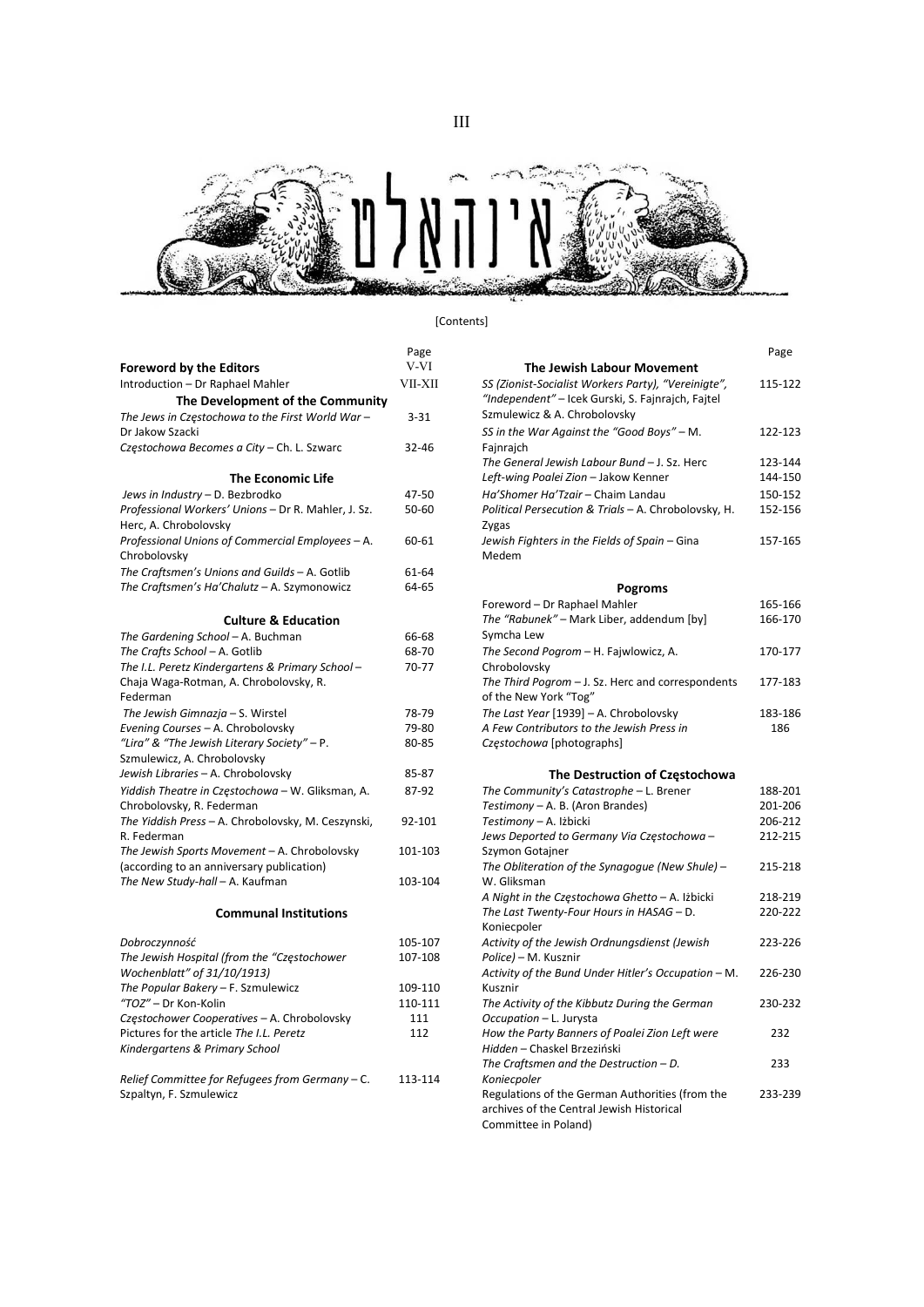# אינהאַלט

[Contents]

| | Page |
|---|---|
| **Foreword by the Editors** | V-VI |
| Introduction – Dr Raphael Mahler | VII-XII |
| **The Development of the Community** | |
| *The Jews in Częstochowa to the First World War* – Dr Jakow Szacki | 3-31 |
| *Częstochowa Becomes a City* – Ch. L. Szwarc | 32-46 |
| **The Economic Life** | |
| *Jews in Industry* – D. Bezbrodko | 47-50 |
| *Professional Workers' Unions* – Dr R. Mahler, J. Sz. Herc, A. Chrobolovsky | 50-60 |
| *Professional Unions of Commercial Employees* – A. Chrobolovsky | 60-61 |
| *The Craftsmen's Unions and Guilds* – A. Gotlib | 61-64 |
| *The Craftsmen's Ha'Chalutz* – A. Szymonowicz | 64-65 |
| **Culture & Education** | |
| *The Gardening School* – A. Buchman | 66-68 |
| *The Crafts School* – A. Gotlib | 68-70 |
| *The I.L. Peretz Kindergartens & Primary School* – Chaja Waga-Rotman, A. Chrobolovsky, R. Federman | 70-77 |
| *The Jewish Gimnazja* – S. Wirstel | 78-79 |
| *Evening Courses* – A. Chrobolovsky | 79-80 |
| *"Lira" & "The Jewish Literary Society"* – P. Szmulewicz, A. Chrobolovsky | 80-85 |
| *Jewish Libraries* – A. Chrobolovsky | 85-87 |
| *Yiddish Theatre in Częstochowa* – W. Gliksman, A. Chrobolovsky, R. Federman | 87-92 |
| *The Yiddish Press* – A. Chrobolovsky, M. Ceszynski, R. Federman | 92-101 |
| *The Jewish Sports Movement* – A. Chrobolovsky (according to an anniversary publication) | 101-103 |
| *The New Study-hall* – A. Kaufman | 103-104 |
| **Communal Institutions** | |
| *Dobroczynność* | 105-107 |
| *The Jewish Hospital (from the "Częstochower Wochenblatt" of 31/10/1913)* | 107-108 |
| *The Popular Bakery* – F. Szmulewicz | 109-110 |
| *"TOZ"* – Dr Kon-Kolin | 110-111 |
| *Częstochower Cooperatives* – A. Chrobolovsky | 111 |
| Pictures for the article *The I.L. Peretz Kindergartens & Primary School* | 112 |
| *Relief Committee for Refugees from Germany* – C. Szpaltyn, F. Szmulewicz | 113-114 |
| **The Jewish Labour Movement** | |
| *SS (Zionist-Socialist Workers Party), "Vereinigte", "Independent"* – Icek Gurski, S. Fajnrajch, Fajtel Szmulewicz & A. Chrobolovsky | 115-122 |
| *SS in the War Against the "Good Boys"* – M. Fajnrajch | 122-123 |
| *The General Jewish Labour Bund* – J. Sz. Herc | 123-144 |
| *Left-wing Poalei Zion* – Jakow Kenner | 144-150 |
| *Ha'Shomer Ha'Tzair* – Chaim Landau | 150-152 |
| *Political Persecution & Trials* – A. Chrobolovsky, H. Zygas | 152-156 |
| *Jewish Fighters in the Fields of Spain* – Gina Medem | 157-165 |
| **Pogroms** | |
| Foreword – Dr Raphael Mahler | 165-166 |
| *The "Rabunek"* – Mark Liber, addendum [by] Symcha Lew | 166-170 |
| *The Second Pogrom* – H. Fajwlowicz, A. Chrobolovsky | 170-177 |
| *The Third Pogrom* – J. Sz. Herc and correspondents of the New York "Tog" | 177-183 |
| *The Last Year* [1939] – A. Chrobolovsky | 183-186 |
| *A Few Contributors to the Jewish Press in Częstochowa* [photographs] | 186 |
| **The Destruction of Częstochowa** | |
| *The Community's Catastrophe* – L. Brener | 188-201 |
| *Testimony* – A. B. (Aron Brandes) | 201-206 |
| *Testimony* – A. Iżbicki | 206-212 |
| *Jews Deported to Germany Via Częstochowa* – Szymon Gotajner | 212-215 |
| *The Obliteration of the Synagogue (New Shule)* – W. Gliksman | 215-218 |
| *A Night in the Częstochowa Ghetto* – A. Iżbicki | 218-219 |
| *The Last Twenty-Four Hours in HASAG* – D. Koniecpoler | 220-222 |
| *Activity of the Jewish Ordnungsdienst (Jewish Police)* – M. Kusznir | 223-226 |
| *Activity of the Bund Under Hitler's Occupation* – M. Kusznir | 226-230 |
| *The Activity of the Kibbutz During the German Occupation* – L. Jurysta | 230-232 |
| *How the Party Banners of Poalei Zion Left were Hidden* – Chaskel Brzeziński | 232 |
| *The Craftsmen and the Destruction – D. Koniecpoler* | 233 |
| Regulations of the German Authorities (from the archives of the Central Jewish Historical Committee in Poland) | 233-239 |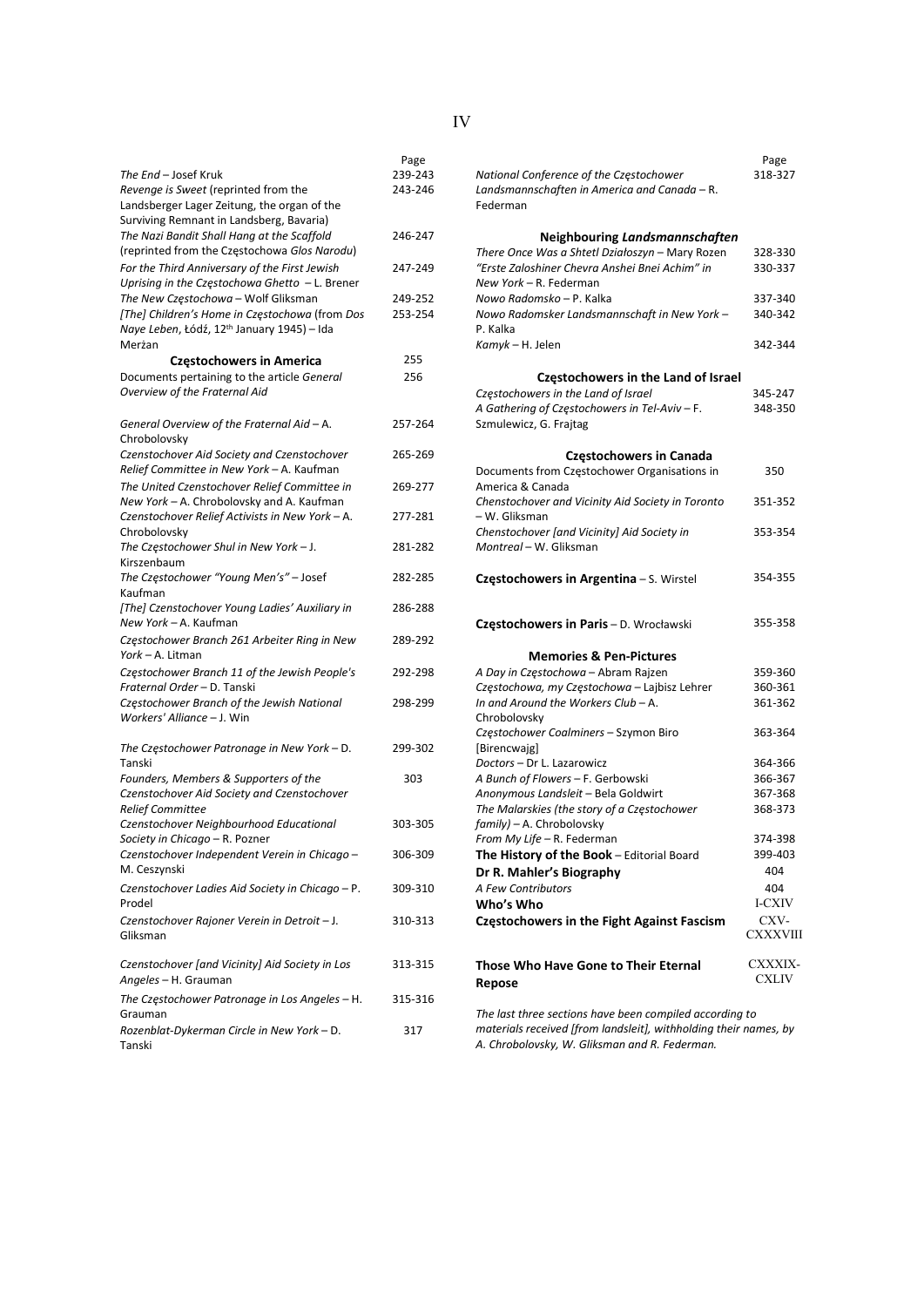| | Page |
|---|---|
| *The End* – Josef Kruk | 239-243 |
| *Revenge is Sweet* (reprinted from the Landsberger Lager Zeitung, the organ of the Surviving Remnant in Landsberg, Bavaria) | 243-246 |
| *The Nazi Bandit Shall Hang at the Scaffold* (reprinted from the Częstochowa *Glos Narodu*) | 246-247 |
| *For the Third Anniversary of the First Jewish Uprising in the Częstochowa Ghetto* – L. Brener | 247-249 |
| *The New Częstochowa* – Wolf Gliksman | 249-252 |
| *[The] Children's Home in Częstochowa* (from *Dos Naye Leben*, Łódź, 12th January 1945) – Ida Meržan | 253-254 |
| **Częstochowers in America** | 255 |
| Documents pertaining to the article *General Overview of the Fraternal Aid* | 256 |
| *General Overview of the Fraternal Aid* – A. Chrobolovsky | 257-264 |
| *Czenstochover Aid Society and Czenstochover Relief Committee in New York* – A. Kaufman | 265-269 |
| *The United Czenstochover Relief Committee in New York* – A. Chrobolovsky and A. Kaufman | 269-277 |
| *Czenstochover Relief Activists in New York* – A. Chrobolovsky | 277-281 |
| *The Częstochower Shul in New York* – J. Kirszenbaum | 281-282 |
| *The Częstochower "Young Men's"* – Josef Kaufman | 282-285 |
| *[The] Czenstochover Young Ladies' Auxiliary in New York* – A. Kaufman | 286-288 |
| *Częstochower Branch 261 Arbeiter Ring in New York* – A. Litman | 289-292 |
| *Częstochower Branch 11 of the Jewish People's Fraternal Order* – D. Tanski | 292-298 |
| *Częstochower Branch of the Jewish National Workers' Alliance* – J. Win | 298-299 |
| *The Częstochower Patronage in New York* – D. Tanski | 299-302 |
| *Founders, Members & Supporters of the Czenstochover Aid Society and Czenstochover Relief Committee* | 303 |
| *Czenstochover Neighbourhood Educational Society in Chicago* – R. Pozner | 303-305 |
| *Czenstochover Independent Verein in Chicago* – M. Ceszynski | 306-309 |
| *Czenstochover Ladies Aid Society in Chicago* – P. Prodel | 309-310 |
| *Czenstochover Rajoner Verein in Detroit* – J. Gliksman | 310-313 |
| *Czenstochover [and Vicinity] Aid Society in Los Angeles* – H. Grauman | 313-315 |
| *The Częstochower Patronage in Los Angeles* – H. Grauman | 315-316 |
| *Rozenblat-Dykerman Circle in New York* – D. Tanski | 317 |
| *National Conference of the Częstochower Landsmannschaften in America and Canada* – R. Federman | 318-327 |
| **Neighbouring *Landsmannschaften*** | |
| *There Once Was a Shtetl Działoszyn* – Mary Rozen | 328-330 |
| *"Erste Zaloshiner Chevra Anshei Bnei Achim" in New York* – R. Federman | 330-337 |
| *Nowo Radomsko* – P. Kalka | 337-340 |
| *Nowo Radomsker Landsmannschaft in New York* – P. Kalka | 340-342 |
| *Kamyk* – H. Jelen | 342-344 |
| **Częstochowers in the Land of Israel** | |
| *Częstochowers in the Land of Israel* | 345-247 |
| *A Gathering of Częstochowers in Tel-Aviv* – F. Szmulewicz, G. Frajtag | 348-350 |
| **Częstochowers in Canada** | |
| Documents from Częstochower Organisations in America & Canada | 350 |
| *Chenstochover and Vicinity Aid Society in Toronto* – W. Gliksman | 351-352 |
| *Chenstochover [and Vicinity] Aid Society in Montreal* – W. Gliksman | 353-354 |
| **Częstochowers in Argentina** – S. Wirstel | 354-355 |
| **Częstochowers in Paris** – D. Wrocławski | 355-358 |
| **Memories & Pen-Pictures** | |
| *A Day in Częstochowa* – Abram Rajzen | 359-360 |
| *Częstochowa, my Częstochowa* – Lajbisz Lehrer | 360-361 |
| *In and Around the Workers Club* – A. Chrobolovsky | 361-362 |
| *Częstochower Coalminers* – Szymon Biro [Birencwajg] | 363-364 |
| *Doctors* – Dr L. Lazarowicz | 364-366 |
| *A Bunch of Flowers* – F. Gerbowski | 366-367 |
| *Anonymous Landsleit* – Bela Goldwirt | 367-368 |
| *The Malarskies (the story of a Częstochower family)* – A. Chrobolovsky | 368-373 |
| *From My Life* – R. Federman | 374-398 |
| **The History of the Book** – Editorial Board | 399-403 |
| **Dr R. Mahler's Biography** | 404 |
| *A Few Contributors* | 404 |
| **Who's Who** | I-CXIV |
| **Częstochowers in the Fight Against Fascism** | CXV-CXXXVIII |
| **Those Who Have Gone to Their Eternal Repose** | CXXXIX-CXLIV |

*The last three sections have been compiled according to materials received [from landsleit], withholding their names, by A. Chrobolovsky, W. Gliksman and R. Federman.*